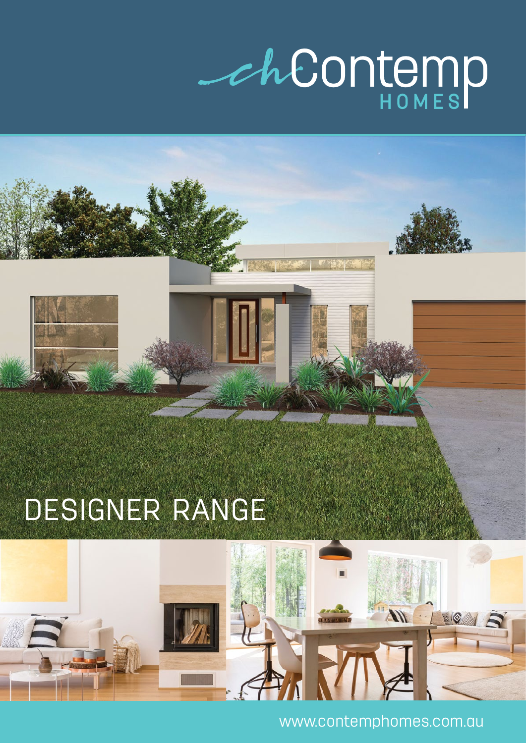# Contemp HOMES

## DESIGNER RANGE

www.contemphomes.com.au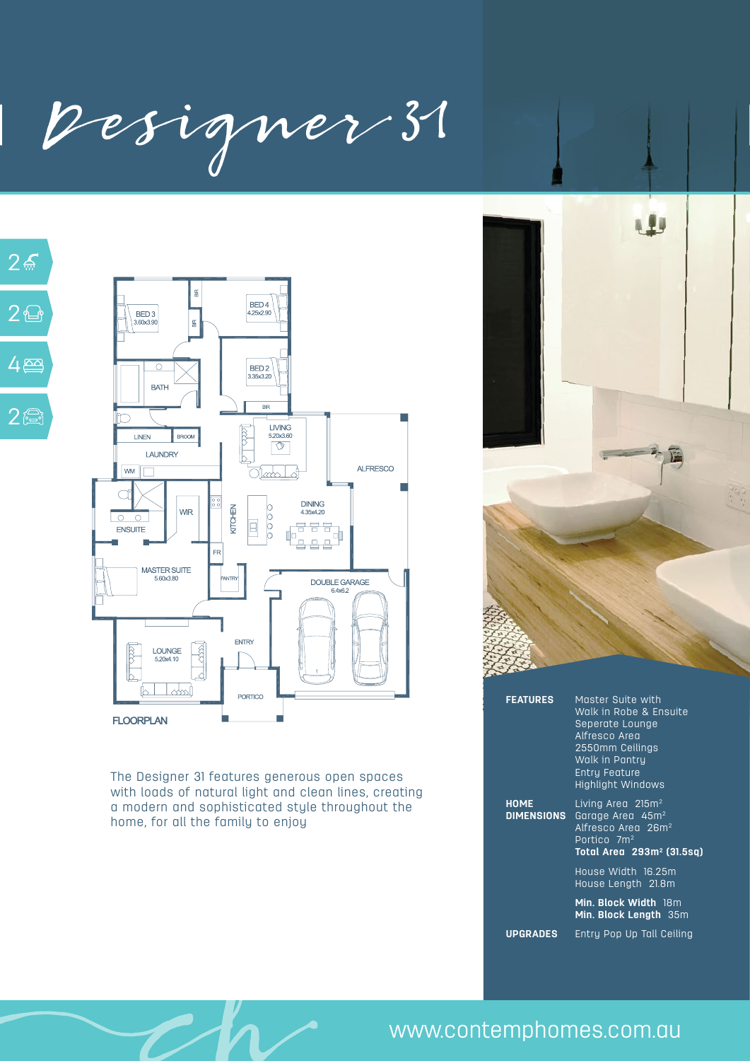# Designer 31

2 bathrooms | 2 living areas | 4 bedrooms | 2 car garage

FLOORPLAN

BED 3 3.60x3.90 · BED 4 4.25x2.90 · BED 2 3.35x3.20 · BATH · LINEN · BROOM · LAUNDRY · WM · LIVING 5.20x3.60 · ALFRESCO · ENSUITE · WIR · KITCHEN · DINING 4.35x4.20 · FR · PANTRY · MASTER SUITE 5.60x3.80 · DOUBLE GARAGE 6.4x6.2 · ENTRY · LOUNGE 5.20x4.10 · PORTICO · BIR

The Designer 31 features generous open spaces with loads of natural light and clean lines, creating a modern and sophisticated style throughout the home, for all the family to enjoy

**FEATURES**

- Master Suite with Walk in Robe & Ensuite
- Seperate Lounge
- Alfresco Area
- 2550mm Ceilings
- Walk in Pantry
- Entry Feature
- Highlight Windows

**HOME DIMENSIONS**

Living Area 215m²
Garage Area 45m²
Alfresco Area 26m²
Portico 7m²
**Total Area 293m² (31.5sq)**

House Width 16.25m
House Length 21.8m

**Min. Block Width** 18m
**Min. Block Length** 35m

**UPGRADES**

Entry Pop Up Tall Ceiling

www.contemphomes.com.au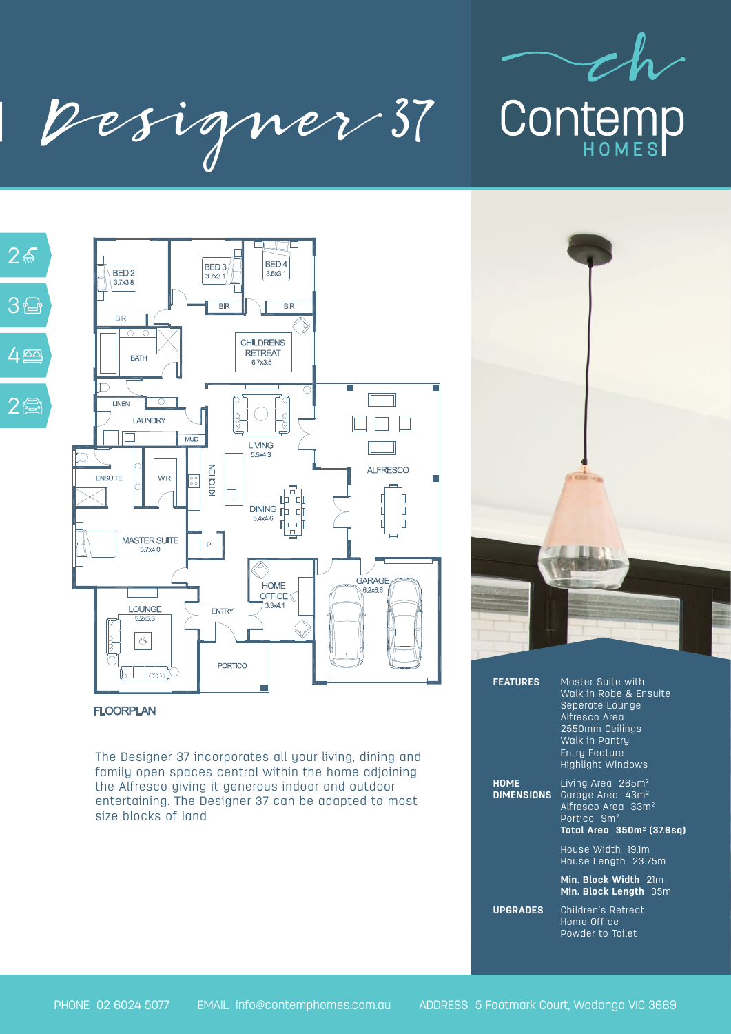# Designer 37

Contemp HOMES

2 3 4 2

## FLOORPLAN

BED 2 3.7x3.8

BED 3 3.7x3.1

BED 4 3.5x3.1

BIR

BIR

BIR

BATH

CHILDRENS RETREAT 6.7x3.5

LINEN

LAUNDRY

MUD

LIVING 5.5x4.3

ALFRESCO

ENSUITE

WIR

KITCHEN

DINING 5.4x4.6

P

MASTER SUITE 5.7x4.0

HOME OFFICE 3.3x4.1

GARAGE 6.2x6.6

LOUNGE 5.2x5.3

ENTRY

PORTICO

The Designer 37 incorporates all your living, dining and family open spaces central within the home adjoining the Alfresco giving it generous indoor and outdoor entertaining. The Designer 37 can be adapted to most size blocks of land

**FEATURES**
Master Suite with Walk in Robe & Ensuite
Seperate Lounge
Alfresco Area
2550mm Ceilings
Walk in Pantry
Entry Feature
Highlight Windows

**HOME DIMENSIONS**
Living Area 265m²
Garage Area 43m²
Alfresco Area 33m²
Portico 9m²
**Total Area 350m² (37.6sq)**

House Width 19.1m
House Length 23.75m

**Min. Block Width** 21m
**Min. Block Length** 35m

**UPGRADES**
Children's Retreat
Home Office
Powder to Toilet

PHONE 02 6024 5077 EMAIL info@contemphomes.com.au ADDRESS 5 Footmark Court, Wodonga VIC 3689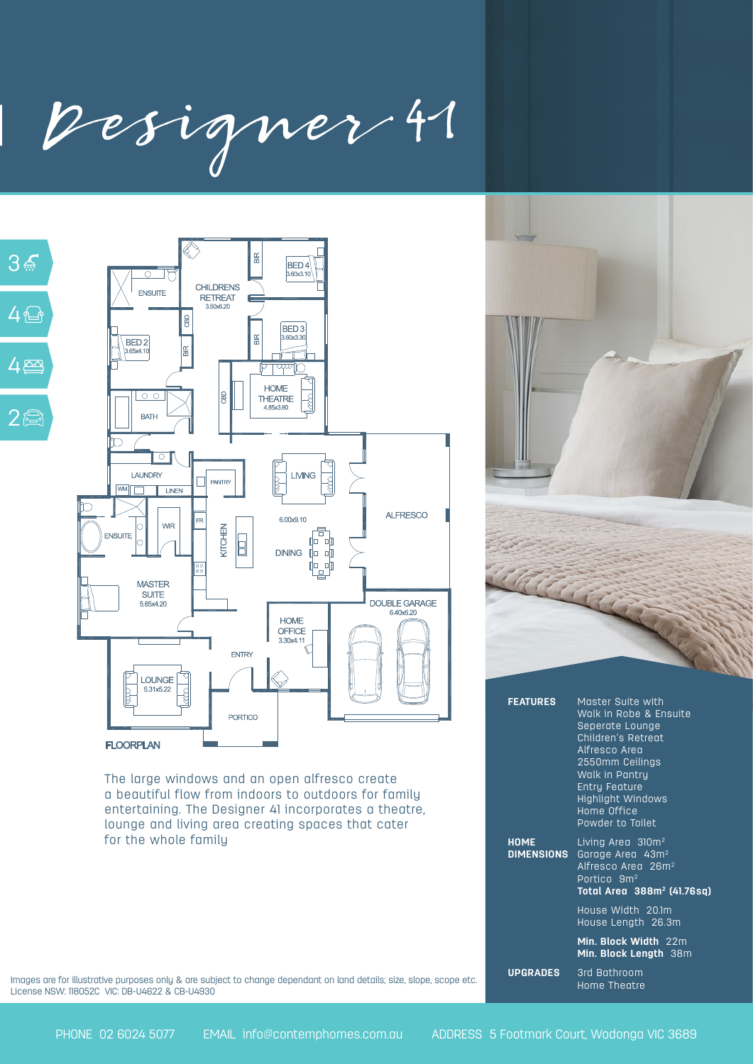# Designer 41

3 4 4 2

FLOORPLAN

CHILDRENS RETREAT 3.50x6.20

BED 4 3.60x3.10

BED 3 3.60x3.30

BED 2 3.65x4.10

ENSUITE

BIR

CBD

HOME THEATRE 4.85x3.80

BATH

LAUNDRY

WM

LINEN

PANTRY

LIVING

6.00x9.10

DINING

KITCHEN

FR

ALFRESCO

WIR

ENSUITE

MASTER SUITE 5.85x4.20

HOME OFFICE 3.30x4.11

DOUBLE GARAGE 6.40x6.20

ENTRY

LOUNGE 5.31x5.22

PORTICO

The large windows and an open alfresco create a beautiful flow from indoors to outdoors for family entertaining. The Designer 41 incorporates a theatre, lounge and living area creating spaces that cater for the whole family

**FEATURES**

- Master Suite with Walk in Robe & Ensuite
- Seperate Lounge
- Children's Retreat
- Alfresco Area
- 2550mm Ceilings
- Walk in Pantry
- Entry Feature
- Highlight Windows
- Home Office
- Powder to Toilet

**HOME DIMENSIONS**

Living Area 310m²
Garage Area 43m²
Alfresco Area 26m²
Portico 9m²
**Total Area 388m² (41.76sq)**

House Width 20.1m
House Length 26.3m

**Min. Block Width** 22m
**Min. Block Length** 38m

**UPGRADES**

- 3rd Bathroom
- Home Theatre

Images are for illustrative purposes only & are subject to change dependant on land details; size, slope, scope etc.
License NSW: 118052C VIC: DB-U4622 & CB-U4930

PHONE 02 6024 5077 EMAIL info@contemphomes.com.au ADDRESS 5 Footmark Court, Wodonga VIC 3689